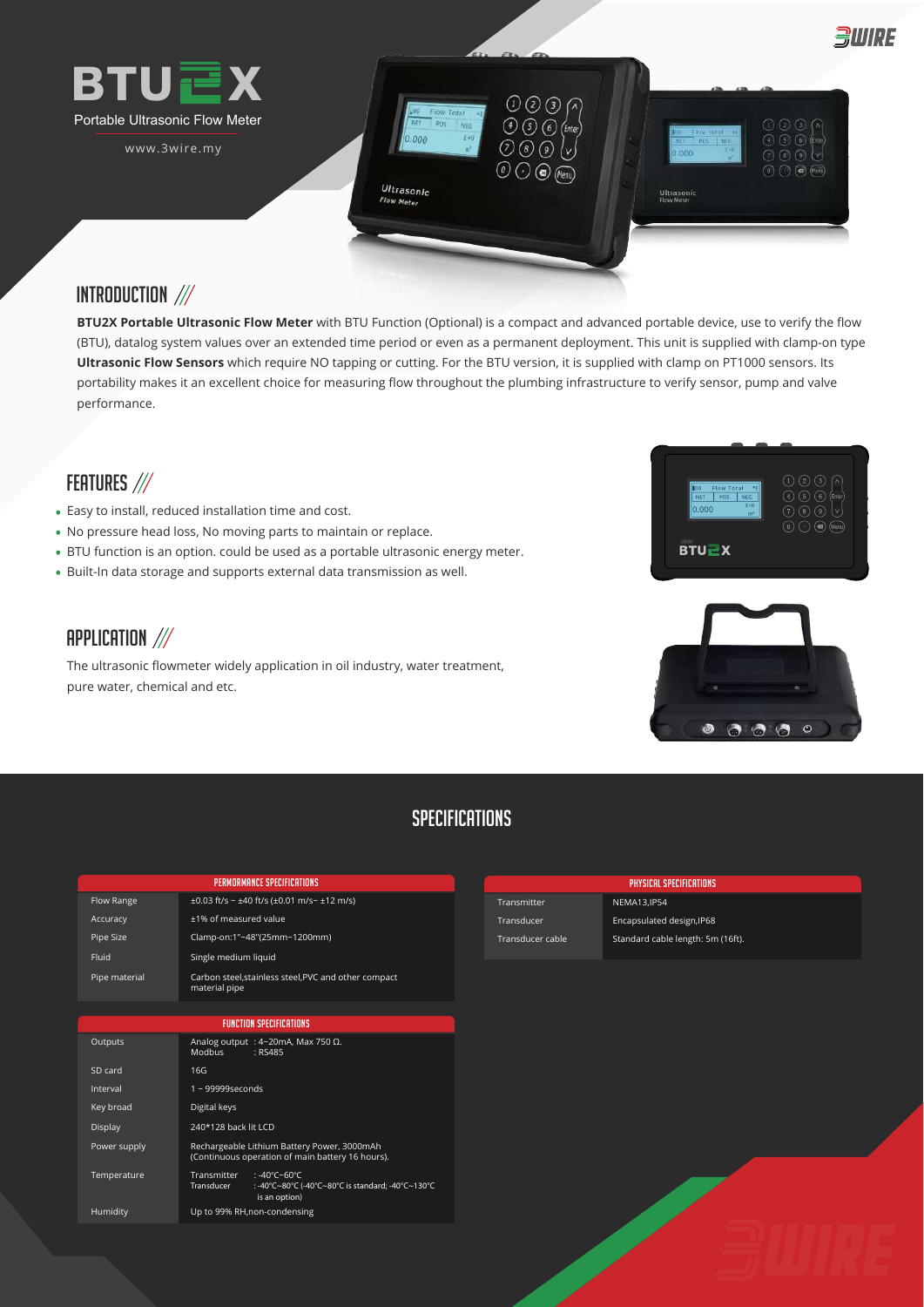# BTU2X

Portable Ultrasonic Flow Meter

www.3wire.my

## INTRODUCTION ///

**BTU2X Portable Ultrasonic Flow Meter** with BTU Function (Optional) is a compact and advanced portable device, use to verify the flow (BTU), datalog system values over an extended time period or even as a permanent deployment. This unit is supplied with clamp-on type **Ultrasonic Flow Sensors** which require NO tapping or cutting. For the BTU version, it is supplied with clamp on PT1000 sensors. Its portability makes it an excellent choice for measuring flow throughout the plumbing infrastructure to verify sensor, pump and valve performance.

## FEATURES ///

- Easy to install, reduced installation time and cost.
- No pressure head loss, No moving parts to maintain or replace.
- BTU function is an option. could be used as a portable ultrasonic energy meter.
- Built-In data storage and supports external data transmission as well.

## APPLICATION ///

The ultrasonic flowmeter widely application in oil industry, water treatment, pure water, chemical and etc.

## SPECIFICATIONS

| PERMORMANCE SPECIFICATIONS | |
|---|---|
| Flow Range | ±0.03 ft/s ~ ±40 ft/s (±0.01 m/s~ ±12 m/s) |
| Accuracy | ±1% of measured value |
| Pipe Size | Clamp-on:1"~48"(25mm~1200mm) |
| Fluid | Single medium liquid |
| Pipe material | Carbon steel,stainless steel,PVC and other compact material pipe |

| FUNCTION SPECIFICATIONS | |
|---|---|
| Outputs | Analog output : 4~20mA, Max 750 Ω. Modbus : RS485 |
| SD card | 16G |
| Interval | 1 ~ 99999seconds |
| Key broad | Digital keys |
| Display | 240*128 back lit LCD |
| Power supply | Rechargeable Lithium Battery Power, 3000mAh (Continuous operation of main battery 16 hours). |
| Temperature | Transmitter : -40℃~60℃ Transducer : -40℃~80℃ (-40℃~80℃ is standard; -40℃~130℃ is an option) |
| Humidity | Up to 99% RH,non-condensing |

| PHYSICAL SPECIFICATIONS | |
|---|---|
| Transmitter | NEMA13,IP54 |
| Transducer | Encapsulated design,IP68 |
| Transducer cable | Standard cable length: 5m (16ft). |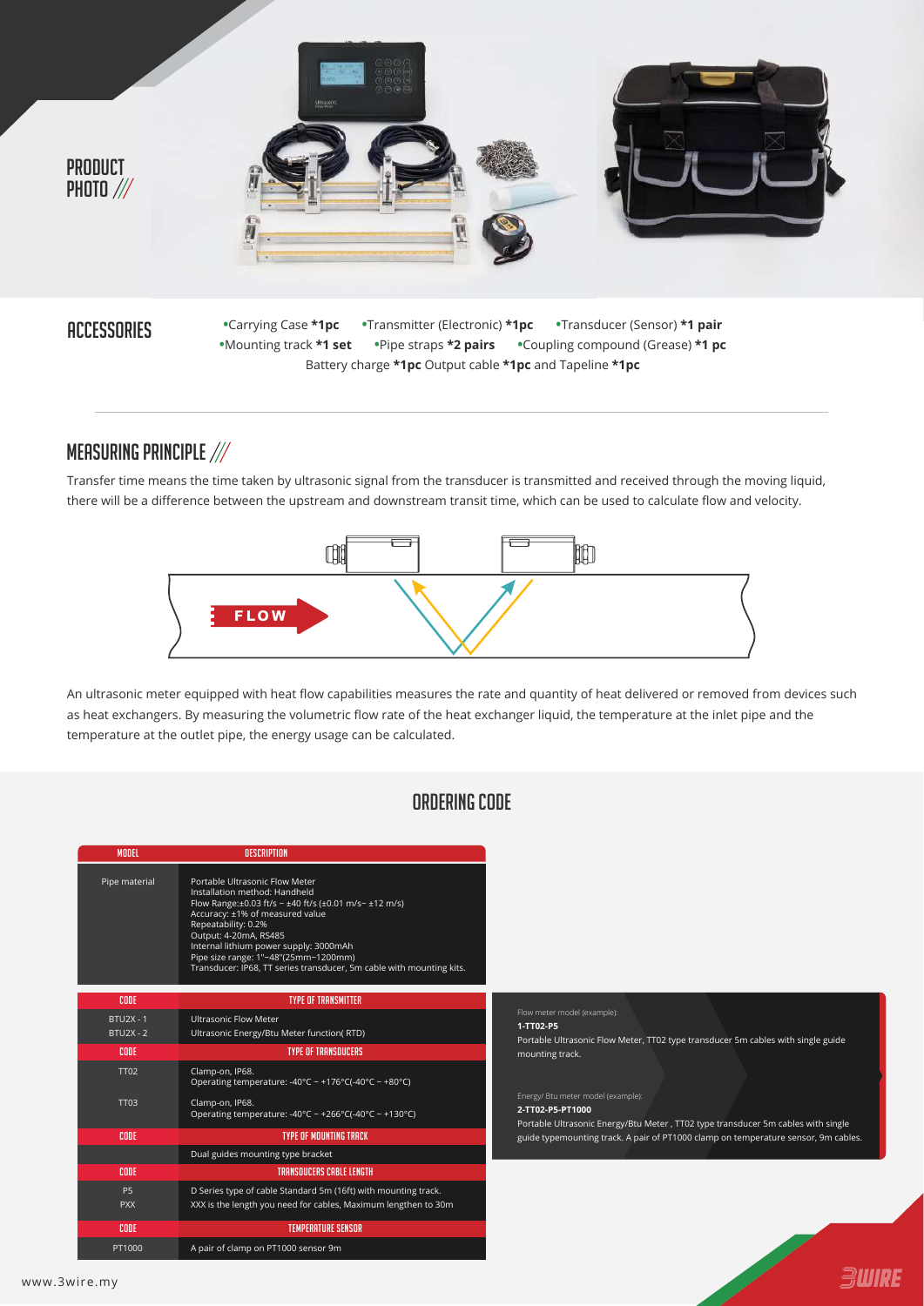## PRODUCT PHOTO ///

## ACCESSORIES

•Carrying Case **\*1pc** •Transmitter (Electronic) **\*1pc** •Transducer (Sensor) **\*1 pair**
•Mounting track **\*1 set** •Pipe straps **\*2 pairs** •Coupling compound (Grease) **\*1 pc**
Battery charge **\*1pc** Output cable **\*1pc** and Tapeline **\*1pc**

## MEASURING PRINCIPLE ///

Transfer time means the time taken by ultrasonic signal from the transducer is transmitted and received through the moving liquid, there will be a difference between the upstream and downstream transit time, which can be used to calculate flow and velocity.

FLOW

An ultrasonic meter equipped with heat flow capabilities measures the rate and quantity of heat delivered or removed from devices such as heat exchangers. By measuring the volumetric flow rate of the heat exchanger liquid, the temperature at the inlet pipe and the temperature at the outlet pipe, the energy usage can be calculated.

## ORDERING CODE

| MODEL | DESCRIPTION |
|---|---|
| Pipe material | Portable Ultrasonic Flow Meter<br>Installation method: Handheld<br>Flow Range:±0.03 ft/s ~ ±40 ft/s (±0.01 m/s~ ±12 m/s)<br>Accuracy: ±1% of measured value<br>Repeatability: 0.2%<br>Output: 4-20mA, RS485<br>Internal lithium power supply: 3000mAh<br>Pipe size range: 1"~48"(25mm~1200mm)<br>Transducer: IP68, TT series transducer, 5m cable with mounting kits. |

| CODE | TYPE OF TRANSMITTER |
|---|---|
| BTU2X - 1 | Ultrasonic Flow Meter |
| BTU2X - 2 | Ultrasonic Energy/Btu Meter function( RTD) |
| **CODE** | **TYPE OF TRANSDUCERS** |
| TT02 | Clamp-on, IP68.<br>Operating temperature: -40°C ~ +176°C(-40°C ~ +80°C) |
| TT03 | Clamp-on, IP68.<br>Operating temperature: -40°C ~ +266°C(-40°C ~ +130°C) |
| **CODE** | **TYPE OF MOUNTING TRACK** |
| | Dual guides mounting type bracket |
| **CODE** | **TRANSDUCERS CABLE LENGTH** |
| P5 | D Series type of cable Standard 5m (16ft) with mounting track. |
| PXX | XXX is the length you need for cables, Maximum lengthen to 30m |
| **CODE** | **TEMPERATURE SENSOR** |
| PT1000 | A pair of clamp on PT1000 sensor 9m |

Flow meter model (example):
**1-TT02-P5**
Portable Ultrasonic Flow Meter, TT02 type transducer 5m cables with single guide mounting track.

Energy/ Btu meter model (example):
**2-TT02-P5-PT1000**
Portable Ultrasonic Energy/Btu Meter , TT02 type transducer 5m cables with single guide typemounting track. A pair of PT1000 clamp on temperature sensor, 9m cables.

www.3wire.my

3WIRE